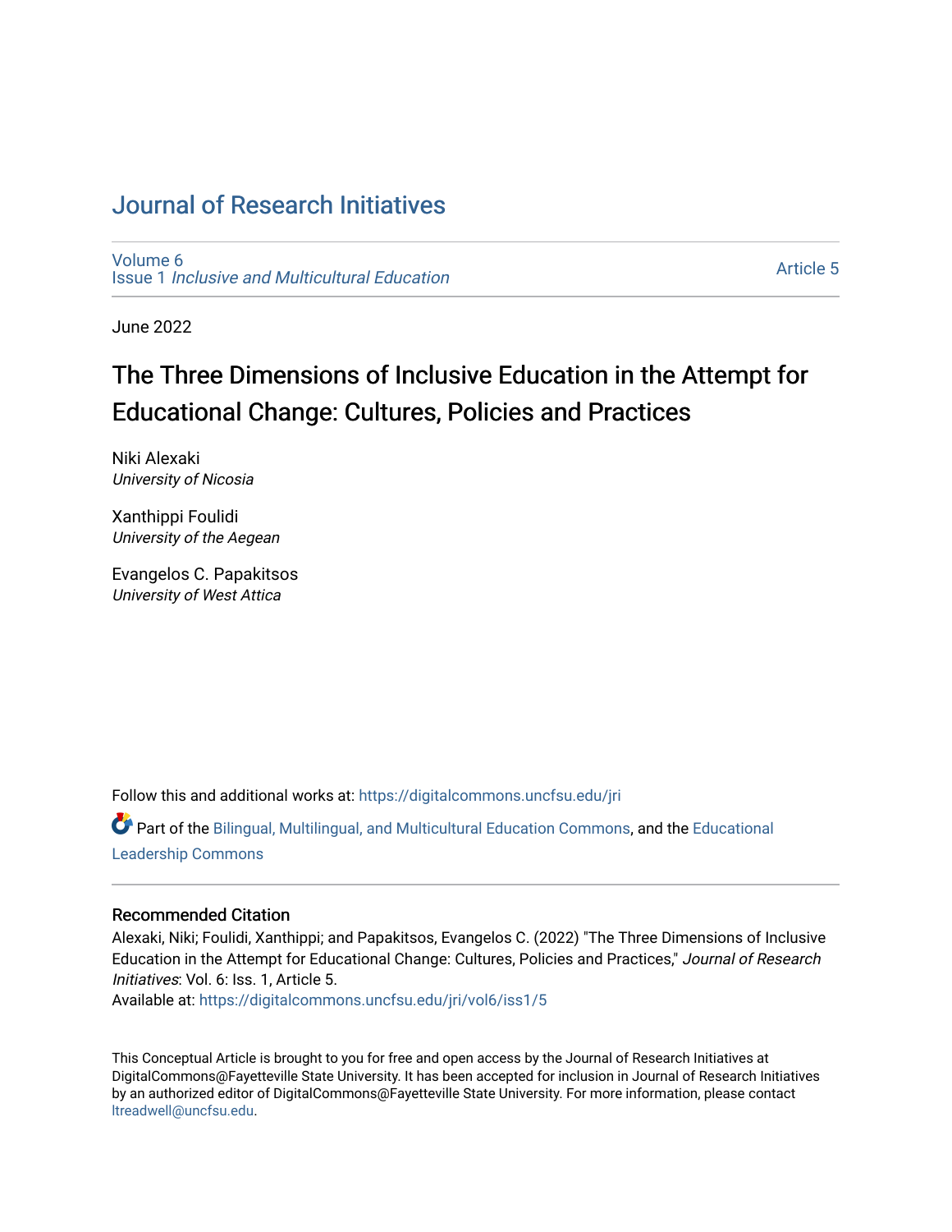# Journal of Research Initiatives

Volume 6
Issue 1 *Inclusive and Multicultural Education*

Article 5

June 2022

## The Three Dimensions of Inclusive Education in the Attempt for Educational Change: Cultures, Policies and Practices

Niki Alexaki
*University of Nicosia*

Xanthippi Foulidi
*University of the Aegean*

Evangelos C. Papakitsos
*University of West Attica*

Follow this and additional works at: https://digitalcommons.uncfsu.edu/jri

Part of the Bilingual, Multilingual, and Multicultural Education Commons, and the Educational Leadership Commons

### Recommended Citation

Alexaki, Niki; Foulidi, Xanthippi; and Papakitsos, Evangelos C. (2022) "The Three Dimensions of Inclusive Education in the Attempt for Educational Change: Cultures, Policies and Practices," *Journal of Research Initiatives*: Vol. 6: Iss. 1, Article 5.
Available at: https://digitalcommons.uncfsu.edu/jri/vol6/iss1/5

This Conceptual Article is brought to you for free and open access by the Journal of Research Initiatives at DigitalCommons@Fayetteville State University. It has been accepted for inclusion in Journal of Research Initiatives by an authorized editor of DigitalCommons@Fayetteville State University. For more information, please contact ltreadwell@uncfsu.edu.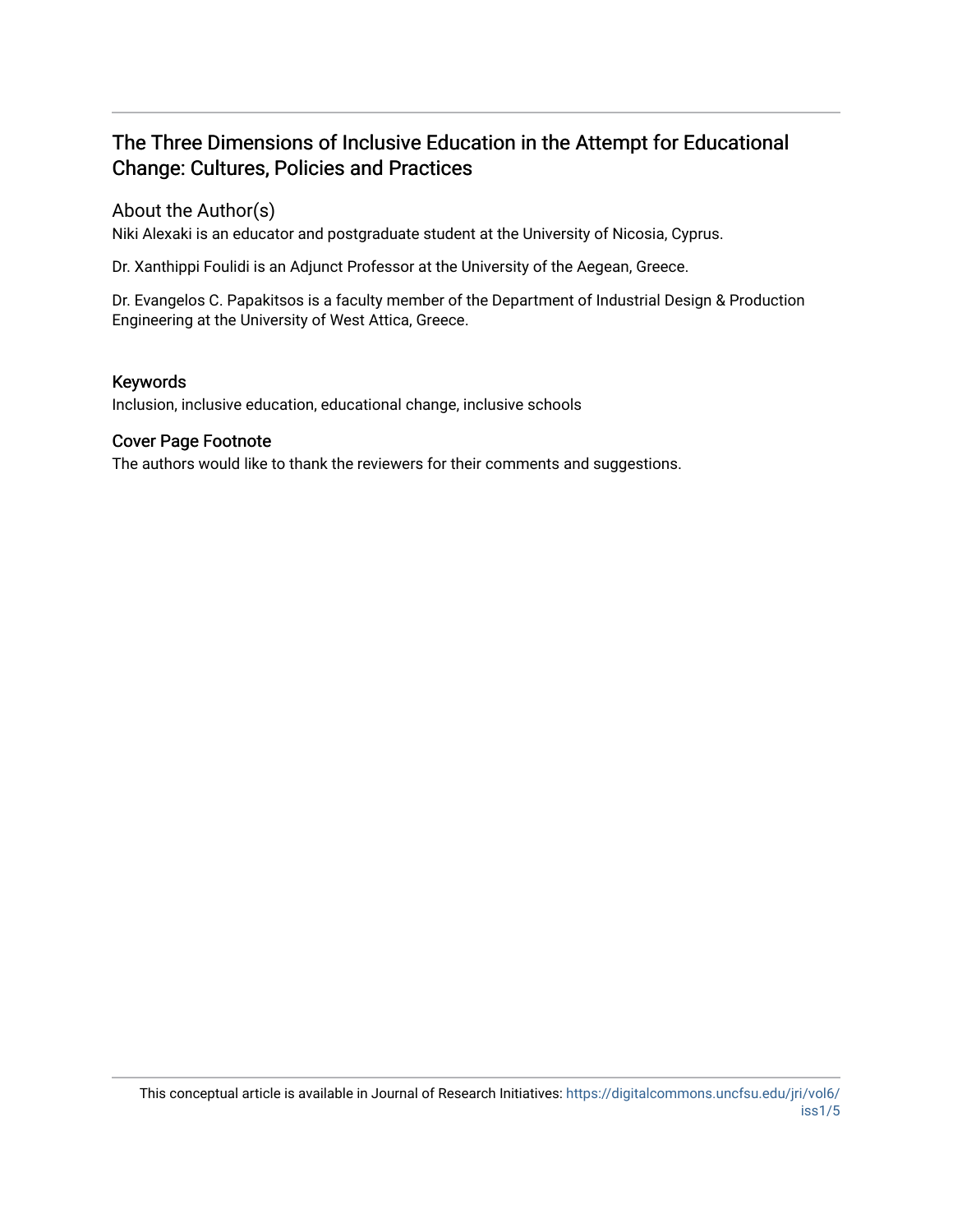# The Three Dimensions of Inclusive Education in the Attempt for Educational Change: Cultures, Policies and Practices

## About the Author(s)

Niki Alexaki is an educator and postgraduate student at the University of Nicosia, Cyprus.

Dr. Xanthippi Foulidi is an Adjunct Professor at the University of the Aegean, Greece.

Dr. Evangelos C. Papakitsos is a faculty member of the Department of Industrial Design & Production Engineering at the University of West Attica, Greece.

## Keywords

Inclusion, inclusive education, educational change, inclusive schools

## Cover Page Footnote

The authors would like to thank the reviewers for their comments and suggestions.

This conceptual article is available in Journal of Research Initiatives: https://digitalcommons.uncfsu.edu/jri/vol6/iss1/5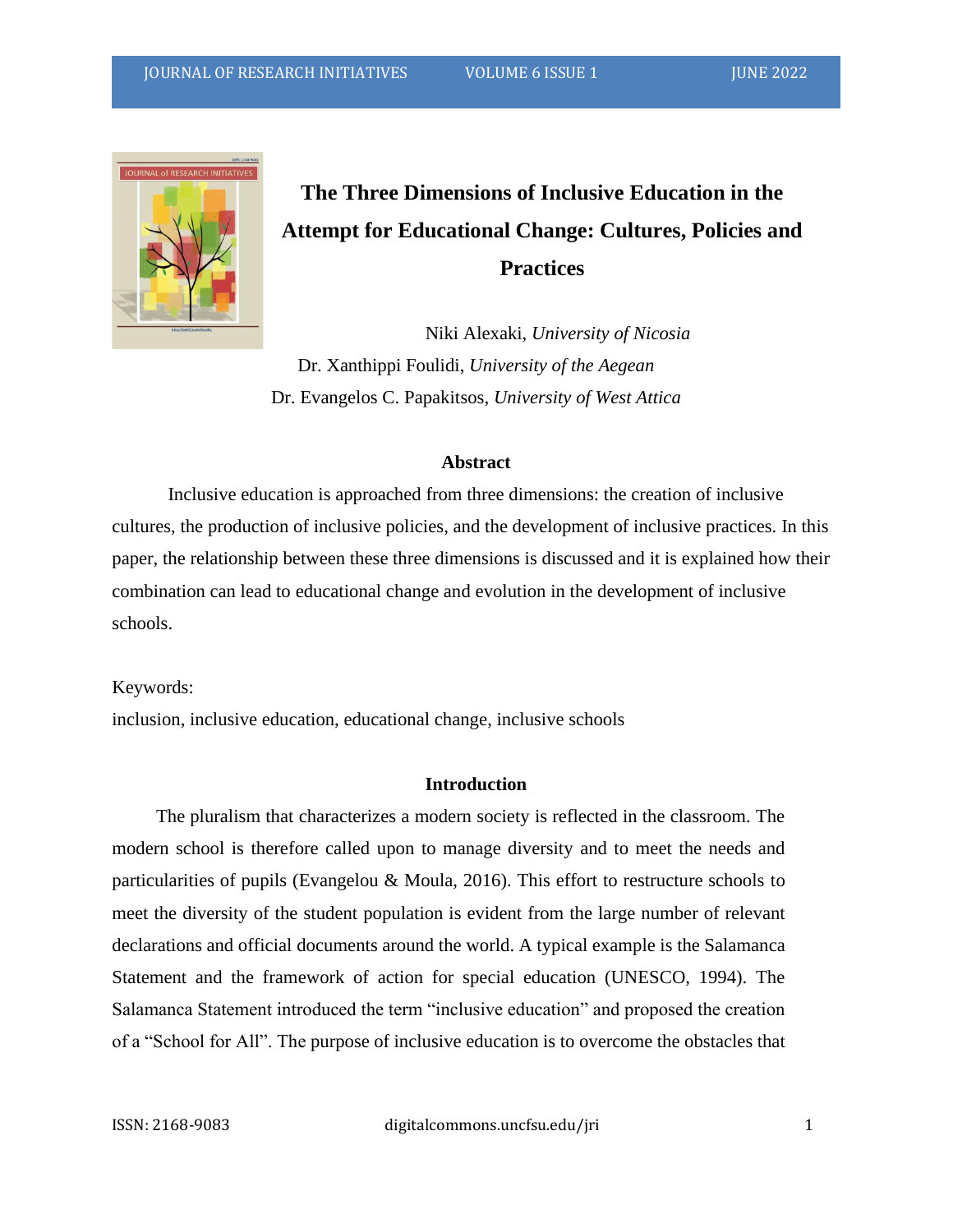# The Three Dimensions of Inclusive Education in the Attempt for Educational Change: Cultures, Policies and Practices

Niki Alexaki, *University of Nicosia*

Dr. Xanthippi Foulidi, *University of the Aegean*

Dr. Evangelos C. Papakitsos, *University of West Attica*

## Abstract

Inclusive education is approached from three dimensions: the creation of inclusive cultures, the production of inclusive policies, and the development of inclusive practices. In this paper, the relationship between these three dimensions is discussed and it is explained how their combination can lead to educational change and evolution in the development of inclusive schools.

Keywords:

inclusion, inclusive education, educational change, inclusive schools

## Introduction

The pluralism that characterizes a modern society is reflected in the classroom. The modern school is therefore called upon to manage diversity and to meet the needs and particularities of pupils (Evangelou & Moula, 2016). This effort to restructure schools to meet the diversity of the student population is evident from the large number of relevant declarations and official documents around the world. A typical example is the Salamanca Statement and the framework of action for special education (UNESCO, 1994). The Salamanca Statement introduced the term "inclusive education" and proposed the creation of a "School for All". The purpose of inclusive education is to overcome the obstacles that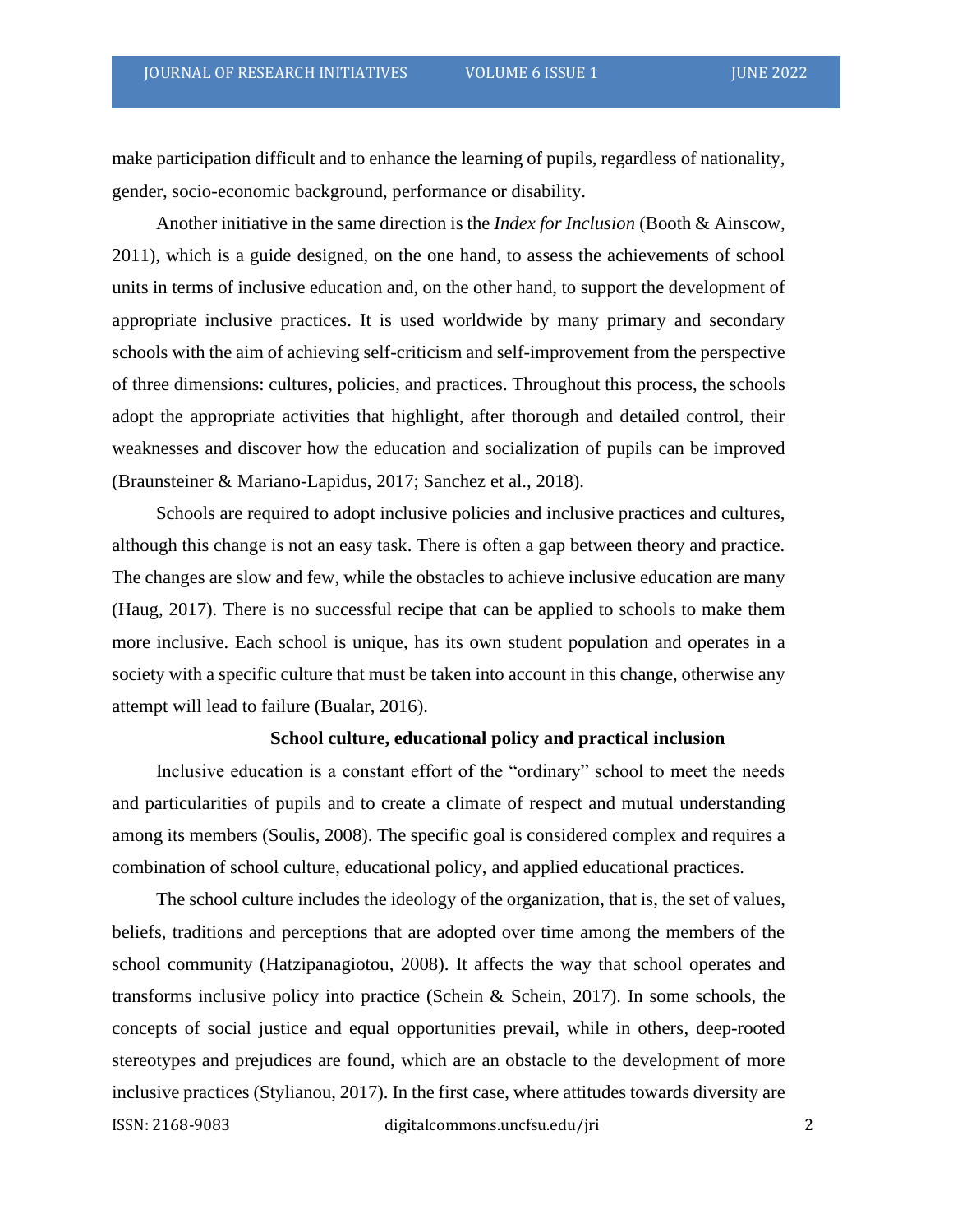make participation difficult and to enhance the learning of pupils, regardless of nationality, gender, socio-economic background, performance or disability.

Another initiative in the same direction is the *Index for Inclusion* (Booth & Ainscow, 2011), which is a guide designed, on the one hand, to assess the achievements of school units in terms of inclusive education and, on the other hand, to support the development of appropriate inclusive practices. It is used worldwide by many primary and secondary schools with the aim of achieving self-criticism and self-improvement from the perspective of three dimensions: cultures, policies, and practices. Throughout this process, the schools adopt the appropriate activities that highlight, after thorough and detailed control, their weaknesses and discover how the education and socialization of pupils can be improved (Braunsteiner & Mariano-Lapidus, 2017; Sanchez et al., 2018).

Schools are required to adopt inclusive policies and inclusive practices and cultures, although this change is not an easy task. There is often a gap between theory and practice. The changes are slow and few, while the obstacles to achieve inclusive education are many (Haug, 2017). There is no successful recipe that can be applied to schools to make them more inclusive. Each school is unique, has its own student population and operates in a society with a specific culture that must be taken into account in this change, otherwise any attempt will lead to failure (Bualar, 2016).

## School culture, educational policy and practical inclusion

Inclusive education is a constant effort of the "ordinary" school to meet the needs and particularities of pupils and to create a climate of respect and mutual understanding among its members (Soulis, 2008). The specific goal is considered complex and requires a combination of school culture, educational policy, and applied educational practices.

The school culture includes the ideology of the organization, that is, the set of values, beliefs, traditions and perceptions that are adopted over time among the members of the school community (Hatzipanagiotou, 2008). It affects the way that school operates and transforms inclusive policy into practice (Schein & Schein, 2017). In some schools, the concepts of social justice and equal opportunities prevail, while in others, deep-rooted stereotypes and prejudices are found, which are an obstacle to the development of more inclusive practices (Stylianou, 2017). In the first case, where attitudes towards diversity are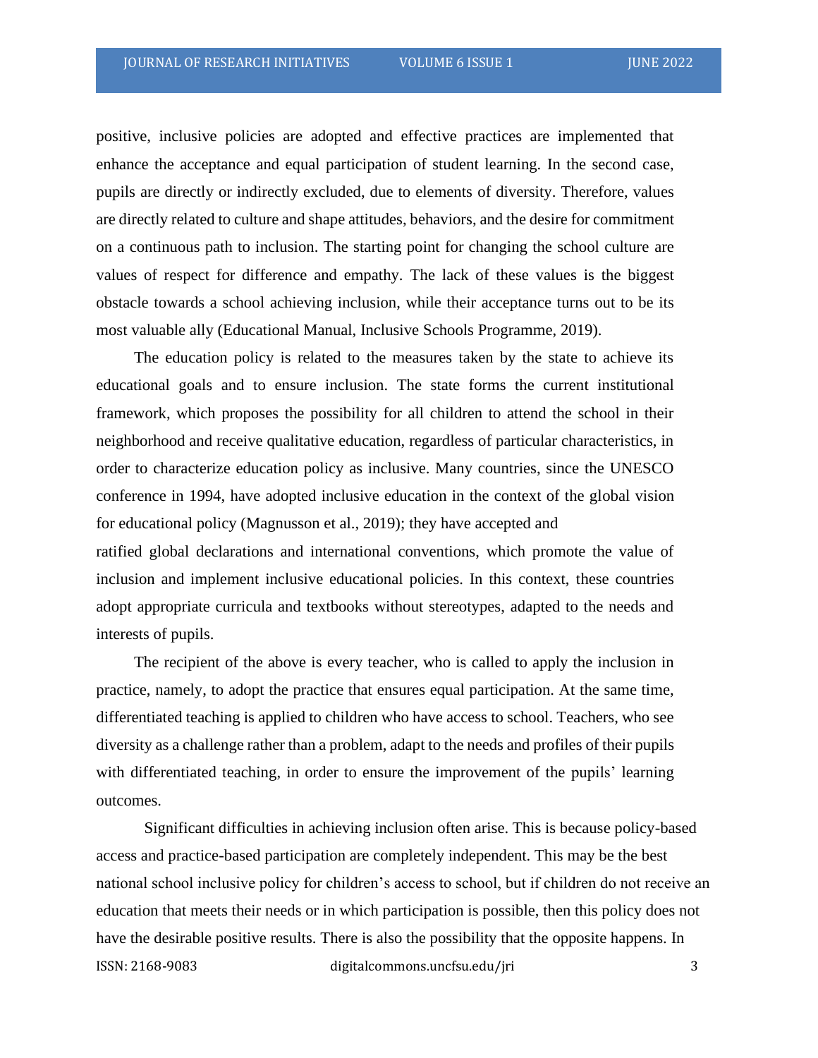positive, inclusive policies are adopted and effective practices are implemented that enhance the acceptance and equal participation of student learning. In the second case, pupils are directly or indirectly excluded, due to elements of diversity. Therefore, values are directly related to culture and shape attitudes, behaviors, and the desire for commitment on a continuous path to inclusion. The starting point for changing the school culture are values of respect for difference and empathy. The lack of these values is the biggest obstacle towards a school achieving inclusion, while their acceptance turns out to be its most valuable ally (Educational Manual, Inclusive Schools Programme, 2019).

The education policy is related to the measures taken by the state to achieve its educational goals and to ensure inclusion. The state forms the current institutional framework, which proposes the possibility for all children to attend the school in their neighborhood and receive qualitative education, regardless of particular characteristics, in order to characterize education policy as inclusive. Many countries, since the UNESCO conference in 1994, have adopted inclusive education in the context of the global vision for educational policy (Magnusson et al., 2019); they have accepted and ratified global declarations and international conventions, which promote the value of inclusion and implement inclusive educational policies. In this context, these countries adopt appropriate curricula and textbooks without stereotypes, adapted to the needs and interests of pupils.

The recipient of the above is every teacher, who is called to apply the inclusion in practice, namely, to adopt the practice that ensures equal participation. At the same time, differentiated teaching is applied to children who have access to school. Teachers, who see diversity as a challenge rather than a problem, adapt to the needs and profiles of their pupils with differentiated teaching, in order to ensure the improvement of the pupils' learning outcomes.

Significant difficulties in achieving inclusion often arise. This is because policy-based access and practice-based participation are completely independent. This may be the best national school inclusive policy for children's access to school, but if children do not receive an education that meets their needs or in which participation is possible, then this policy does not have the desirable positive results. There is also the possibility that the opposite happens. In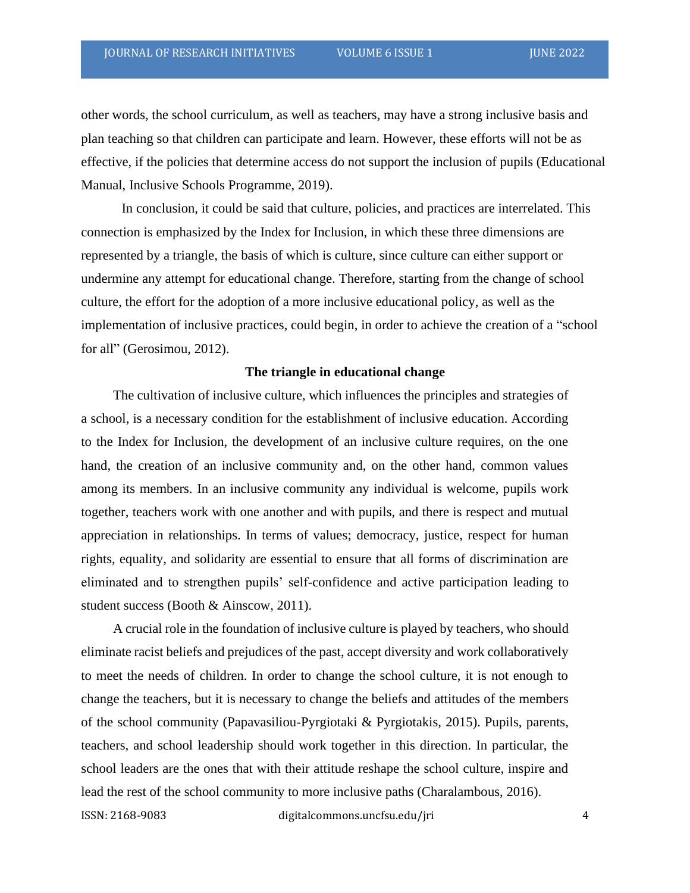other words, the school curriculum, as well as teachers, may have a strong inclusive basis and plan teaching so that children can participate and learn. However, these efforts will not be as effective, if the policies that determine access do not support the inclusion of pupils (Educational Manual, Inclusive Schools Programme, 2019).

In conclusion, it could be said that culture, policies, and practices are interrelated. This connection is emphasized by the Index for Inclusion, in which these three dimensions are represented by a triangle, the basis of which is culture, since culture can either support or undermine any attempt for educational change. Therefore, starting from the change of school culture, the effort for the adoption of a more inclusive educational policy, as well as the implementation of inclusive practices, could begin, in order to achieve the creation of a "school for all" (Gerosimou, 2012).

## The triangle in educational change

The cultivation of inclusive culture, which influences the principles and strategies of a school, is a necessary condition for the establishment of inclusive education. According to the Index for Inclusion, the development of an inclusive culture requires, on the one hand, the creation of an inclusive community and, on the other hand, common values among its members. In an inclusive community any individual is welcome, pupils work together, teachers work with one another and with pupils, and there is respect and mutual appreciation in relationships. In terms of values; democracy, justice, respect for human rights, equality, and solidarity are essential to ensure that all forms of discrimination are eliminated and to strengthen pupils' self-confidence and active participation leading to student success (Booth & Ainscow, 2011).

A crucial role in the foundation of inclusive culture is played by teachers, who should eliminate racist beliefs and prejudices of the past, accept diversity and work collaboratively to meet the needs of children. In order to change the school culture, it is not enough to change the teachers, but it is necessary to change the beliefs and attitudes of the members of the school community (Papavasiliou-Pyrgiotaki & Pyrgiotakis, 2015). Pupils, parents, teachers, and school leadership should work together in this direction. In particular, the school leaders are the ones that with their attitude reshape the school culture, inspire and lead the rest of the school community to more inclusive paths (Charalambous, 2016).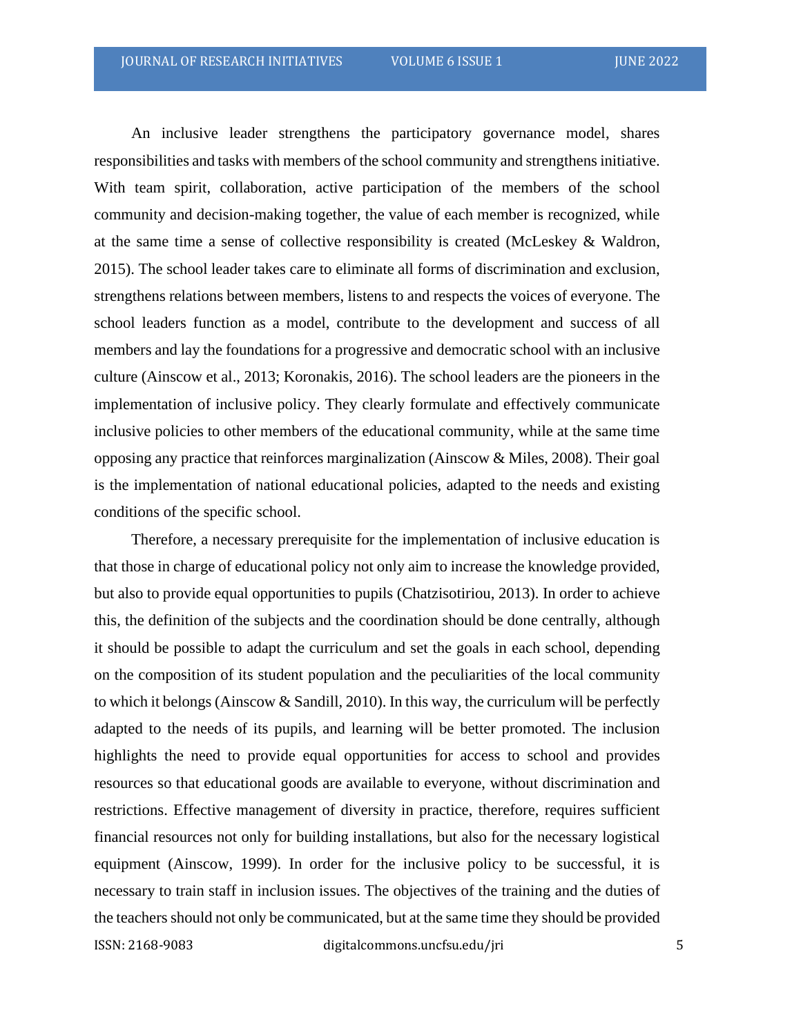An inclusive leader strengthens the participatory governance model, shares responsibilities and tasks with members of the school community and strengthens initiative. With team spirit, collaboration, active participation of the members of the school community and decision-making together, the value of each member is recognized, while at the same time a sense of collective responsibility is created (McLeskey & Waldron, 2015). The school leader takes care to eliminate all forms of discrimination and exclusion, strengthens relations between members, listens to and respects the voices of everyone. The school leaders function as a model, contribute to the development and success of all members and lay the foundations for a progressive and democratic school with an inclusive culture (Ainscow et al., 2013; Koronakis, 2016). The school leaders are the pioneers in the implementation of inclusive policy. They clearly formulate and effectively communicate inclusive policies to other members of the educational community, while at the same time opposing any practice that reinforces marginalization (Ainscow & Miles, 2008). Their goal is the implementation of national educational policies, adapted to the needs and existing conditions of the specific school.

Therefore, a necessary prerequisite for the implementation of inclusive education is that those in charge of educational policy not only aim to increase the knowledge provided, but also to provide equal opportunities to pupils (Chatzisotiriou, 2013). In order to achieve this, the definition of the subjects and the coordination should be done centrally, although it should be possible to adapt the curriculum and set the goals in each school, depending on the composition of its student population and the peculiarities of the local community to which it belongs (Ainscow & Sandill, 2010). In this way, the curriculum will be perfectly adapted to the needs of its pupils, and learning will be better promoted. The inclusion highlights the need to provide equal opportunities for access to school and provides resources so that educational goods are available to everyone, without discrimination and restrictions. Effective management of diversity in practice, therefore, requires sufficient financial resources not only for building installations, but also for the necessary logistical equipment (Ainscow, 1999). In order for the inclusive policy to be successful, it is necessary to train staff in inclusion issues. The objectives of the training and the duties of the teachers should not only be communicated, but at the same time they should be provided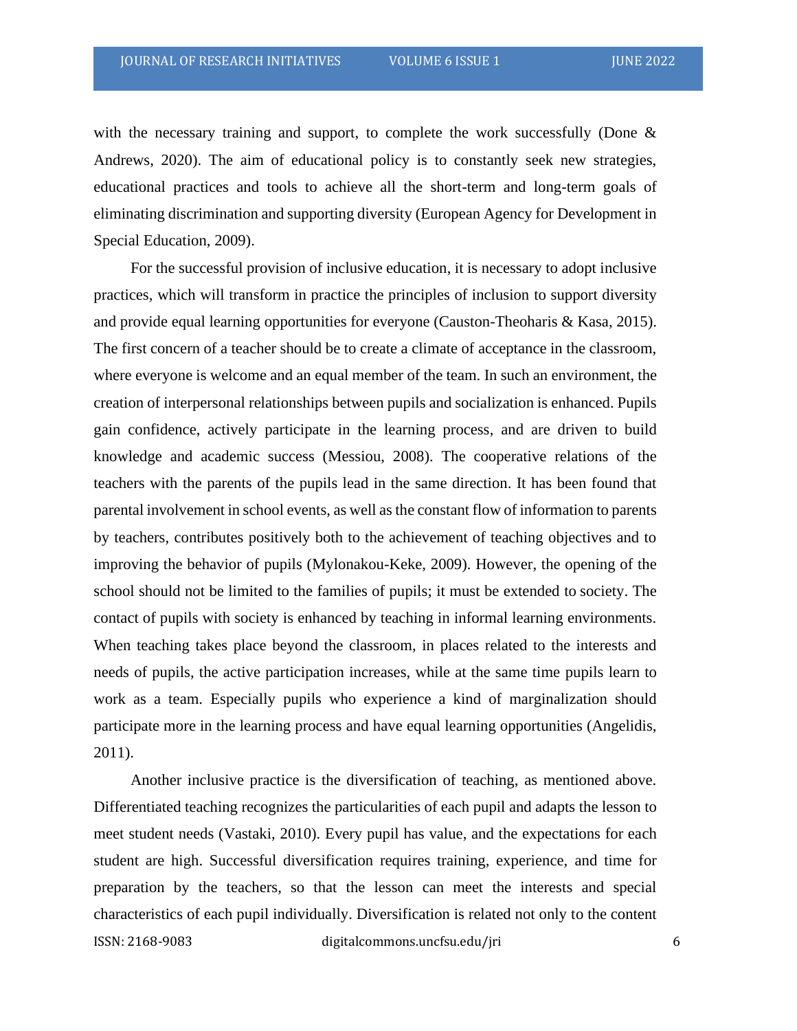with the necessary training and support, to complete the work successfully (Done & Andrews, 2020). The aim of educational policy is to constantly seek new strategies, educational practices and tools to achieve all the short-term and long-term goals of eliminating discrimination and supporting diversity (European Agency for Development in Special Education, 2009).

For the successful provision of inclusive education, it is necessary to adopt inclusive practices, which will transform in practice the principles of inclusion to support diversity and provide equal learning opportunities for everyone (Causton-Theoharis & Kasa, 2015). The first concern of a teacher should be to create a climate of acceptance in the classroom, where everyone is welcome and an equal member of the team. In such an environment, the creation of interpersonal relationships between pupils and socialization is enhanced. Pupils gain confidence, actively participate in the learning process, and are driven to build knowledge and academic success (Messiou, 2008). The cooperative relations of the teachers with the parents of the pupils lead in the same direction. It has been found that parental involvement in school events, as well as the constant flow of information to parents by teachers, contributes positively both to the achievement of teaching objectives and to improving the behavior of pupils (Mylonakou-Keke, 2009). However, the opening of the school should not be limited to the families of pupils; it must be extended to society. The contact of pupils with society is enhanced by teaching in informal learning environments. When teaching takes place beyond the classroom, in places related to the interests and needs of pupils, the active participation increases, while at the same time pupils learn to work as a team. Especially pupils who experience a kind of marginalization should participate more in the learning process and have equal learning opportunities (Angelidis, 2011).

Another inclusive practice is the diversification of teaching, as mentioned above. Differentiated teaching recognizes the particularities of each pupil and adapts the lesson to meet student needs (Vastaki, 2010). Every pupil has value, and the expectations for each student are high. Successful diversification requires training, experience, and time for preparation by the teachers, so that the lesson can meet the interests and special characteristics of each pupil individually. Diversification is related not only to the content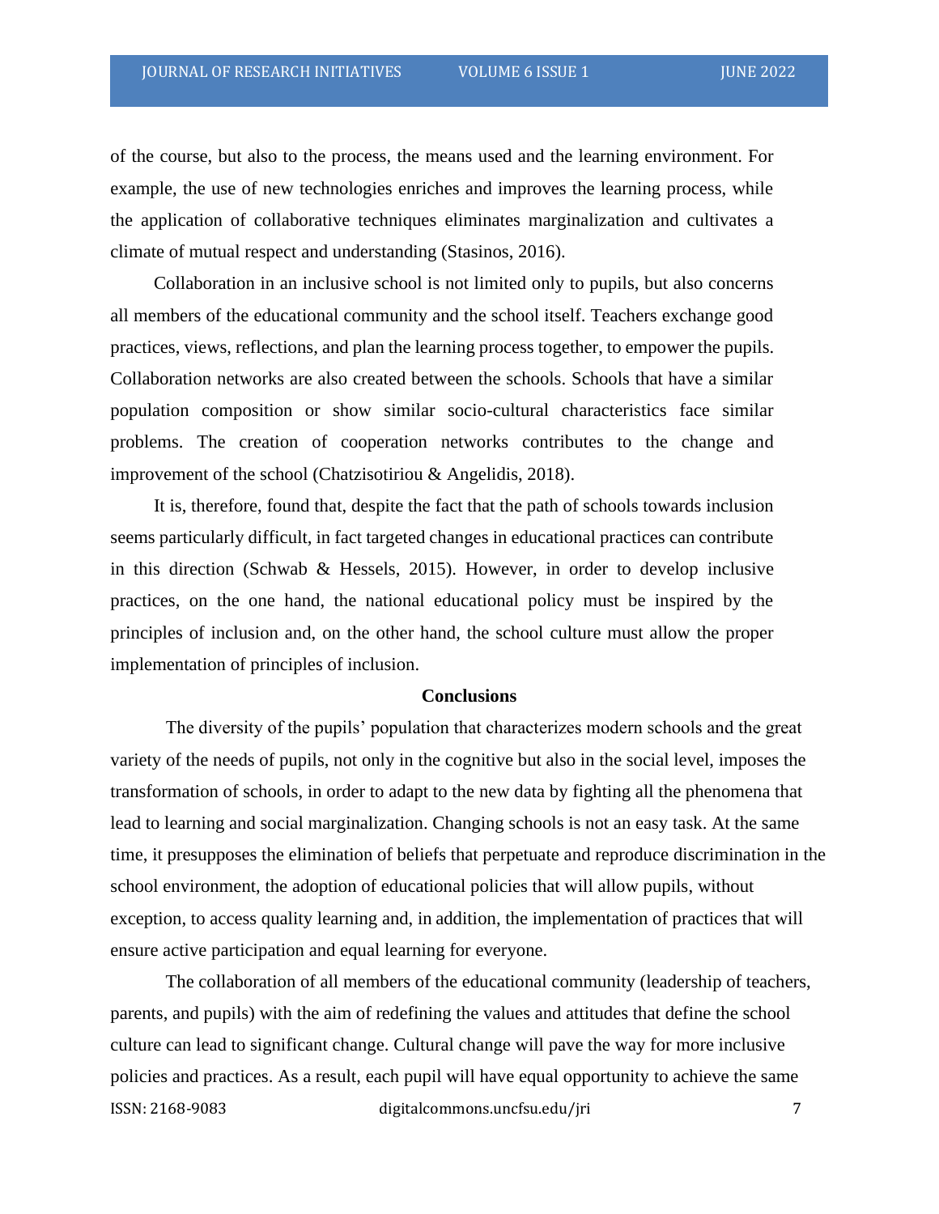of the course, but also to the process, the means used and the learning environment. For example, the use of new technologies enriches and improves the learning process, while the application of collaborative techniques eliminates marginalization and cultivates a climate of mutual respect and understanding (Stasinos, 2016).

Collaboration in an inclusive school is not limited only to pupils, but also concerns all members of the educational community and the school itself. Teachers exchange good practices, views, reflections, and plan the learning process together, to empower the pupils. Collaboration networks are also created between the schools. Schools that have a similar population composition or show similar socio-cultural characteristics face similar problems. The creation of cooperation networks contributes to the change and improvement of the school (Chatzisotiriou & Angelidis, 2018).

It is, therefore, found that, despite the fact that the path of schools towards inclusion seems particularly difficult, in fact targeted changes in educational practices can contribute in this direction (Schwab & Hessels, 2015). However, in order to develop inclusive practices, on the one hand, the national educational policy must be inspired by the principles of inclusion and, on the other hand, the school culture must allow the proper implementation of principles of inclusion.

## Conclusions

The diversity of the pupils' population that characterizes modern schools and the great variety of the needs of pupils, not only in the cognitive but also in the social level, imposes the transformation of schools, in order to adapt to the new data by fighting all the phenomena that lead to learning and social marginalization. Changing schools is not an easy task. At the same time, it presupposes the elimination of beliefs that perpetuate and reproduce discrimination in the school environment, the adoption of educational policies that will allow pupils, without exception, to access quality learning and, in addition, the implementation of practices that will ensure active participation and equal learning for everyone.

The collaboration of all members of the educational community (leadership of teachers, parents, and pupils) with the aim of redefining the values and attitudes that define the school culture can lead to significant change. Cultural change will pave the way for more inclusive policies and practices. As a result, each pupil will have equal opportunity to achieve the same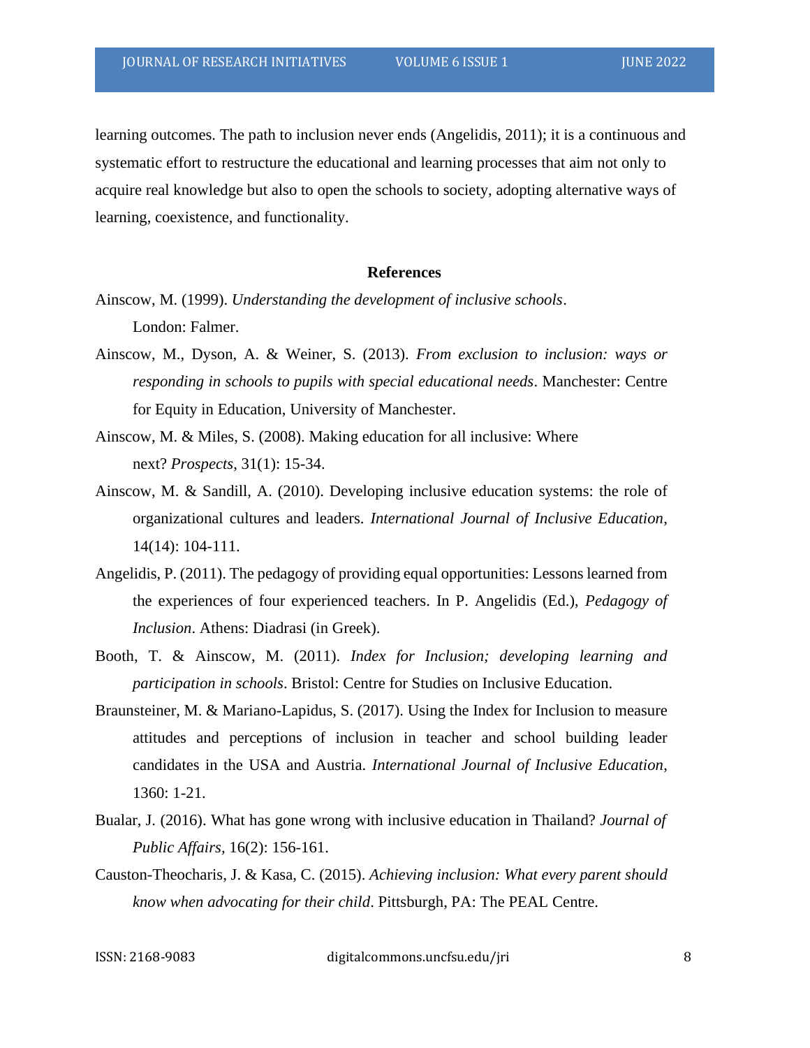learning outcomes. The path to inclusion never ends (Angelidis, 2011); it is a continuous and systematic effort to restructure the educational and learning processes that aim not only to acquire real knowledge but also to open the schools to society, adopting alternative ways of learning, coexistence, and functionality.

## References

Ainscow, M. (1999). *Understanding the development of inclusive schools*. London: Falmer.

Ainscow, M., Dyson, A. & Weiner, S. (2013). *From exclusion to inclusion: ways or responding in schools to pupils with special educational needs*. Manchester: Centre for Equity in Education, University of Manchester.

Ainscow, M. & Miles, S. (2008). Making education for all inclusive: Where next? *Prospects*, 31(1): 15-34.

Ainscow, M. & Sandill, A. (2010). Developing inclusive education systems: the role of organizational cultures and leaders. *International Journal of Inclusive Education*, 14(14): 104-111.

Angelidis, P. (2011). The pedagogy of providing equal opportunities: Lessons learned from the experiences of four experienced teachers. In P. Angelidis (Ed.), *Pedagogy of Inclusion*. Athens: Diadrasi (in Greek).

Booth, T. & Ainscow, M. (2011). *Index for Inclusion; developing learning and participation in schools*. Bristol: Centre for Studies on Inclusive Education.

Braunsteiner, M. & Mariano-Lapidus, S. (2017). Using the Index for Inclusion to measure attitudes and perceptions of inclusion in teacher and school building leader candidates in the USA and Austria. *International Journal of Inclusive Education*, 1360: 1-21.

Bualar, J. (2016). What has gone wrong with inclusive education in Thailand? *Journal of Public Affairs*, 16(2): 156-161.

Causton-Theocharis, J. & Kasa, C. (2015). *Achieving inclusion: What every parent should know when advocating for their child*. Pittsburgh, PA: The PEAL Centre.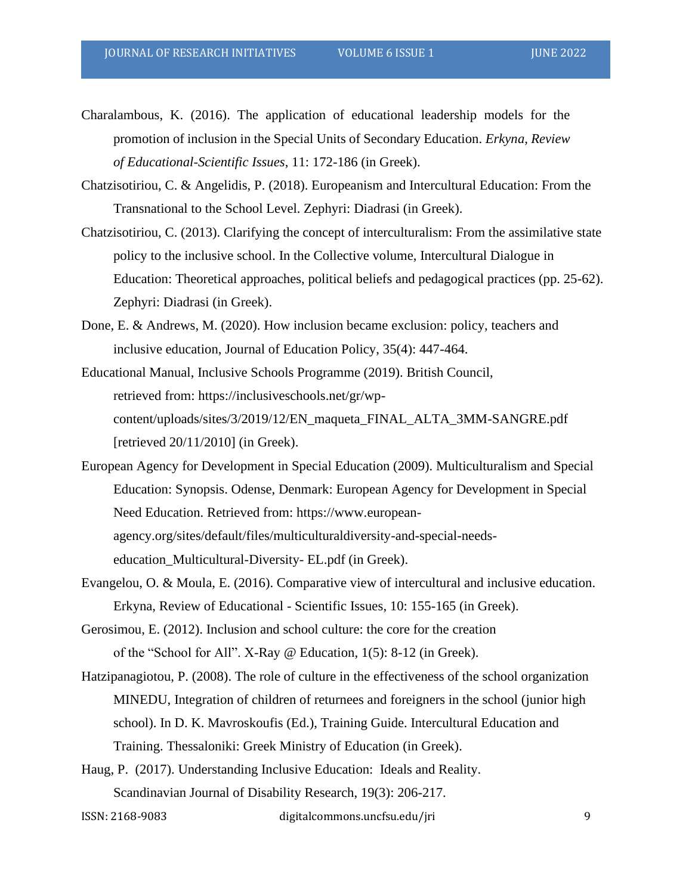Charalambous, K. (2016). The application of educational leadership models for the promotion of inclusion in the Special Units of Secondary Education. *Erkyna, Review of Educational-Scientific Issues*, 11: 172-186 (in Greek).

Chatzisotiriou, C. & Angelidis, P. (2018). Europeanism and Intercultural Education: From the Transnational to the School Level. Zephyri: Diadrasi (in Greek).

Chatzisotiriou, C. (2013). Clarifying the concept of interculturalism: From the assimilative state policy to the inclusive school. In the Collective volume, Intercultural Dialogue in Education: Theoretical approaches, political beliefs and pedagogical practices (pp. 25-62). Zephyri: Diadrasi (in Greek).

Done, E. & Andrews, M. (2020). How inclusion became exclusion: policy, teachers and inclusive education, Journal of Education Policy, 35(4): 447-464.

Educational Manual, Inclusive Schools Programme (2019). British Council, retrieved from: https://inclusiveschools.net/gr/wp-content/uploads/sites/3/2019/12/EN_maqueta_FINAL_ALTA_3MM-SANGRE.pdf [retrieved 20/11/2010] (in Greek).

European Agency for Development in Special Education (2009). Multiculturalism and Special Education: Synopsis. Odense, Denmark: European Agency for Development in Special Need Education. Retrieved from: https://www.european-agency.org/sites/default/files/multiculturaldiversity-and-special-needs-education_Multicultural-Diversity- EL.pdf (in Greek).

Evangelou, O. & Moula, E. (2016). Comparative view of intercultural and inclusive education. Erkyna, Review of Educational - Scientific Issues, 10: 155-165 (in Greek).

Gerosimou, E. (2012). Inclusion and school culture: the core for the creation of the “School for All”. X-Ray @ Education, 1(5): 8-12 (in Greek).

Hatzipanagiotou, P. (2008). The role of culture in the effectiveness of the school organization MINEDU, Integration of children of returnees and foreigners in the school (junior high school). In D. K. Mavroskoufis (Ed.), Training Guide. Intercultural Education and Training. Thessaloniki: Greek Ministry of Education (in Greek).

Haug, P. (2017). Understanding Inclusive Education: Ideals and Reality. Scandinavian Journal of Disability Research, 19(3): 206-217.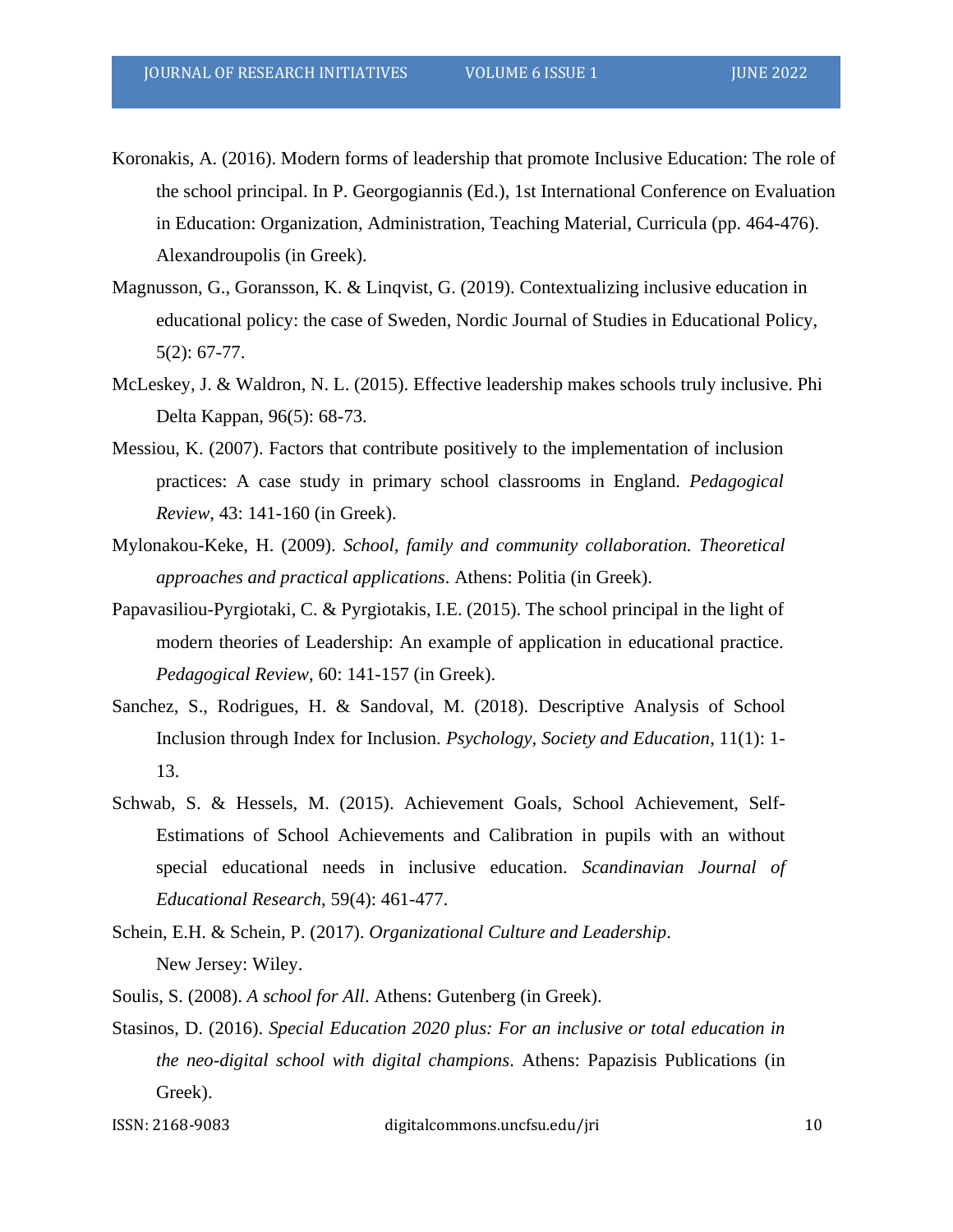Koronakis, A. (2016). Modern forms of leadership that promote Inclusive Education: The role of the school principal. In P. Georgogiannis (Ed.), 1st International Conference on Evaluation in Education: Organization, Administration, Teaching Material, Curricula (pp. 464-476). Alexandroupolis (in Greek).

Magnusson, G., Goransson, K. & Linqvist, G. (2019). Contextualizing inclusive education in educational policy: the case of Sweden, Nordic Journal of Studies in Educational Policy, 5(2): 67-77.

McLeskey, J. & Waldron, N. L. (2015). Effective leadership makes schools truly inclusive. Phi Delta Kappan, 96(5): 68-73.

Messiou, K. (2007). Factors that contribute positively to the implementation of inclusion practices: A case study in primary school classrooms in England. *Pedagogical Review*, 43: 141-160 (in Greek).

Mylonakou-Keke, H. (2009). *School, family and community collaboration. Theoretical approaches and practical applications*. Athens: Politia (in Greek).

Papavasiliou-Pyrgiotaki, C. & Pyrgiotakis, I.E. (2015). The school principal in the light of modern theories of Leadership: An example of application in educational practice. *Pedagogical Review*, 60: 141-157 (in Greek).

Sanchez, S., Rodrigues, H. & Sandoval, M. (2018). Descriptive Analysis of School Inclusion through Index for Inclusion. *Psychology, Society and Education*, 11(1): 1-13.

Schwab, S. & Hessels, M. (2015). Achievement Goals, School Achievement, Self-Estimations of School Achievements and Calibration in pupils with an without special educational needs in inclusive education. *Scandinavian Journal of Educational Research*, 59(4): 461-477.

Schein, E.H. & Schein, P. (2017). *Organizational Culture and Leadership*. New Jersey: Wiley.

Soulis, S. (2008). *A school for All*. Athens: Gutenberg (in Greek).

Stasinos, D. (2016). *Special Education 2020 plus: For an inclusive or total education in the neo-digital school with digital champions*. Athens: Papazisis Publications (in Greek).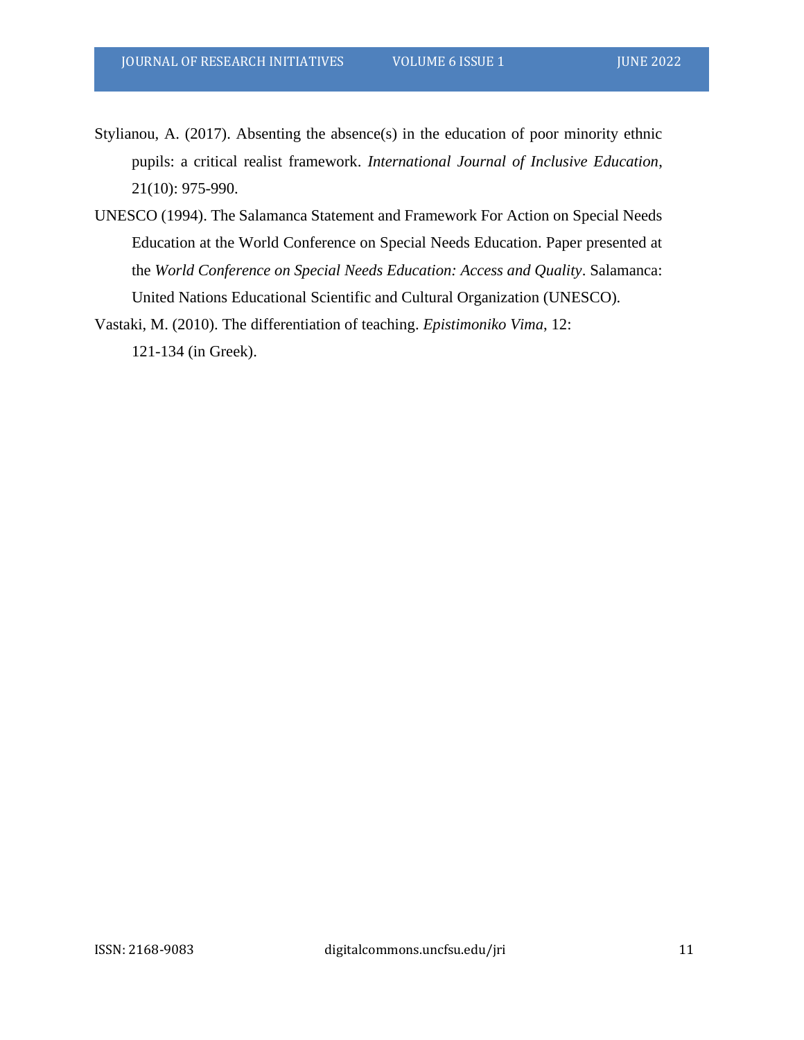Stylianou, A. (2017). Absenting the absence(s) in the education of poor minority ethnic pupils: a critical realist framework. *International Journal of Inclusive Education*, 21(10): 975-990.

UNESCO (1994). The Salamanca Statement and Framework For Action on Special Needs Education at the World Conference on Special Needs Education. Paper presented at the *World Conference on Special Needs Education: Access and Quality*. Salamanca: United Nations Educational Scientific and Cultural Organization (UNESCO).

Vastaki, M. (2010). The differentiation of teaching. *Epistimoniko Vima*, 12: 121-134 (in Greek).